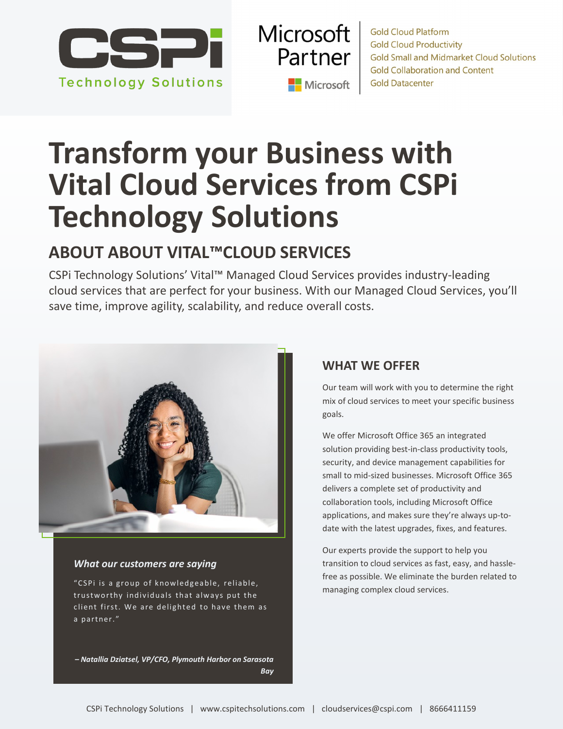CSPi Technology Solutions

Microsoft Partner

Gold Cloud Platform
Gold Cloud Productivity
Gold Small and Midmarket Cloud Solutions
Gold Collaboration and Content
Gold Datacenter

# Transform your Business with Vital Cloud Services from CSPi Technology Solutions

## ABOUT ABOUT VITAL™CLOUD SERVICES

CSPi Technology Solutions' Vital™ Managed Cloud Services provides industry-leading cloud services that are perfect for your business. With our Managed Cloud Services, you'll save time, improve agility, scalability, and reduce overall costs.

### WHAT WE OFFER

Our team will work with you to determine the right mix of cloud services to meet your specific business goals.

We offer Microsoft Office 365 an integrated solution providing best-in-class productivity tools, security, and device management capabilities for small to mid-sized businesses. Microsoft Office 365 delivers a complete set of productivity and collaboration tools, including Microsoft Office applications, and makes sure they're always up-to-date with the latest upgrades, fixes, and features.

Our experts provide the support to help you transition to cloud services as fast, easy, and hassle-free as possible. We eliminate the burden related to managing complex cloud services.

***What our customers are saying***

"CSPi is a group of knowledgeable, reliable, trustworthy individuals that always put the client first. We are delighted to have them as a partner."

***– Natallia Dziatsel, VP/CFO, Plymouth Harbor on Sarasota Bay***

CSPi Technology Solutions | www.cspitechsolutions.com | cloudservices@cspi.com | 8666411159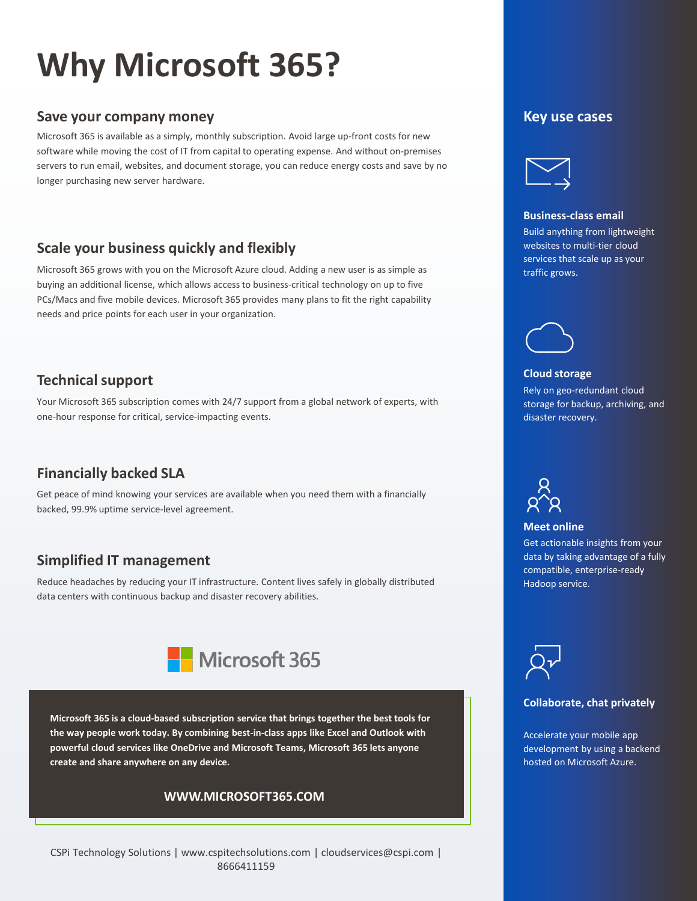# Why Microsoft 365?

## Save your company money

Microsoft 365 is available as a simply, monthly subscription. Avoid large up-front costs for new software while moving the cost of IT from capital to operating expense. And without on-premises servers to run email, websites, and document storage, you can reduce energy costs and save by no longer purchasing new server hardware.

## Scale your business quickly and flexibly

Microsoft 365 grows with you on the Microsoft Azure cloud. Adding a new user is as simple as buying an additional license, which allows access to business-critical technology on up to five PCs/Macs and five mobile devices. Microsoft 365 provides many plans to fit the right capability needs and price points for each user in your organization.

## Technical support

Your Microsoft 365 subscription comes with 24/7 support from a global network of experts, with one-hour response for critical, service-impacting events.

## Financially backed SLA

Get peace of mind knowing your services are available when you need them with a financially backed, 99.9% uptime service-level agreement.

## Simplified IT management

Reduce headaches by reducing your IT infrastructure. Content lives safely in globally distributed data centers with continuous backup and disaster recovery abilities.

Microsoft 365

**Microsoft 365 is a cloud-based subscription service that brings together the best tools for the way people work today. By combining best-in-class apps like Excel and Outlook with powerful cloud services like OneDrive and Microsoft Teams, Microsoft 365 lets anyone create and share anywhere on any device.**

**WWW.MICROSOFT365.COM**

## Key use cases

### Business-class email

Build anything from lightweight websites to multi-tier cloud services that scale up as your traffic grows.

### Cloud storage

Rely on geo-redundant cloud storage for backup, archiving, and disaster recovery.

### Meet online

Get actionable insights from your data by taking advantage of a fully compatible, enterprise-ready Hadoop service.

### Collaborate, chat privately

Accelerate your mobile app development by using a backend hosted on Microsoft Azure.

CSPi Technology Solutions | www.cspitechsolutions.com | cloudservices@cspi.com | 8666411159